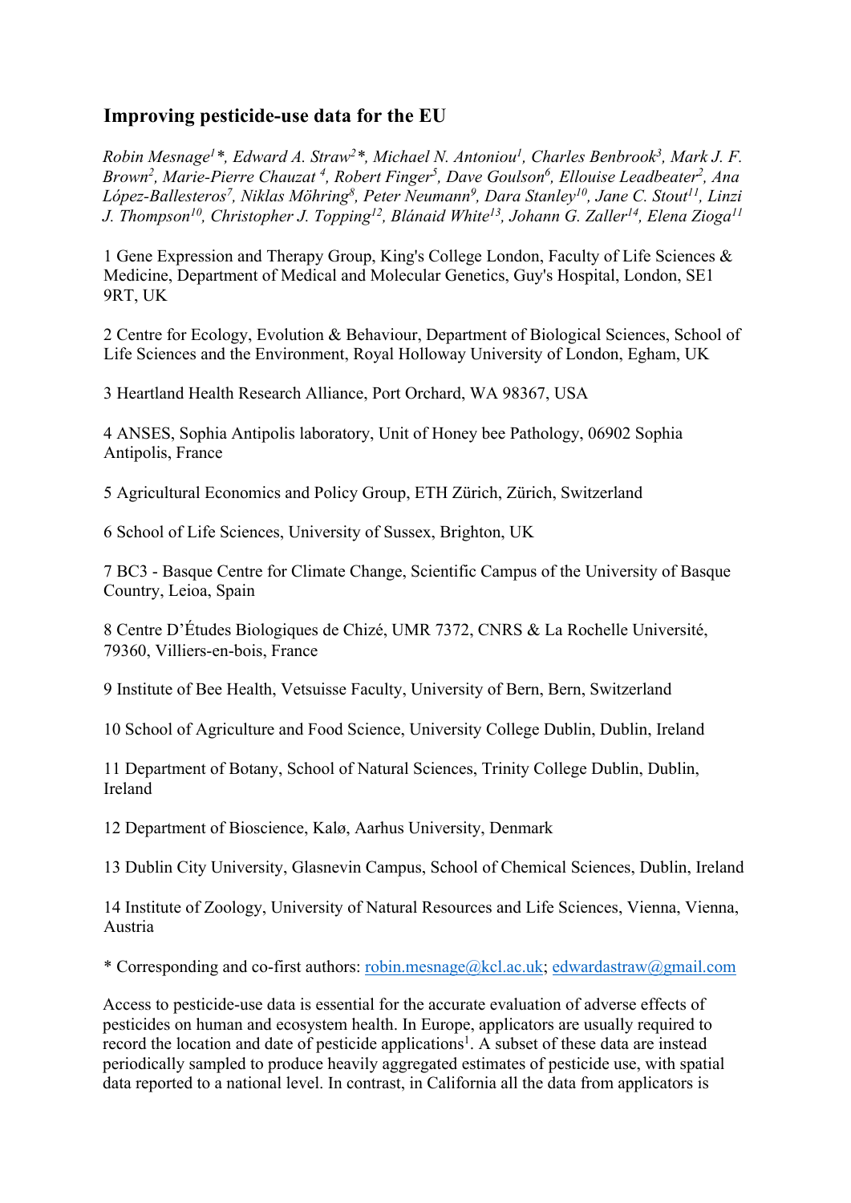# Improving pesticide-use data for the EU

*Robin Mesnage[1]*, Edward A. Straw[2]*, Michael N. Antoniou[1], Charles Benbrook[3], Mark J. F. Brown[2], Marie-Pierre Chauzat [4], Robert Finger[5], Dave Goulson[6], Ellouise Leadbeater[2], Ana López-Ballesteros[7], Niklas Möhring[8], Peter Neumann[9], Dara Stanley[10], Jane C. Stout[11], Linzi J. Thompson[10], Christopher J. Topping[12], Blánaid White[13], Johann G. Zaller[14], Elena Zioga[11]*

1 Gene Expression and Therapy Group, King's College London, Faculty of Life Sciences & Medicine, Department of Medical and Molecular Genetics, Guy's Hospital, London, SE1 9RT, UK

2 Centre for Ecology, Evolution & Behaviour, Department of Biological Sciences, School of Life Sciences and the Environment, Royal Holloway University of London, Egham, UK

3 Heartland Health Research Alliance, Port Orchard, WA 98367, USA

4 ANSES, Sophia Antipolis laboratory, Unit of Honey bee Pathology, 06902 Sophia Antipolis, France

5 Agricultural Economics and Policy Group, ETH Zürich, Zürich, Switzerland

6 School of Life Sciences, University of Sussex, Brighton, UK

7 BC3 - Basque Centre for Climate Change, Scientific Campus of the University of Basque Country, Leioa, Spain

8 Centre D'Études Biologiques de Chizé, UMR 7372, CNRS & La Rochelle Université, 79360, Villiers-en-bois, France

9 Institute of Bee Health, Vetsuisse Faculty, University of Bern, Bern, Switzerland

10 School of Agriculture and Food Science, University College Dublin, Dublin, Ireland

11 Department of Botany, School of Natural Sciences, Trinity College Dublin, Dublin, Ireland

12 Department of Bioscience, Kalø, Aarhus University, Denmark

13 Dublin City University, Glasnevin Campus, School of Chemical Sciences, Dublin, Ireland

14 Institute of Zoology, University of Natural Resources and Life Sciences, Vienna, Vienna, Austria

* Corresponding and co-first authors: robin.mesnage@kcl.ac.uk; edwardastraw@gmail.com

Access to pesticide-use data is essential for the accurate evaluation of adverse effects of pesticides on human and ecosystem health. In Europe, applicators are usually required to record the location and date of pesticide applications[1]. A subset of these data are instead periodically sampled to produce heavily aggregated estimates of pesticide use, with spatial data reported to a national level. In contrast, in California all the data from applicators is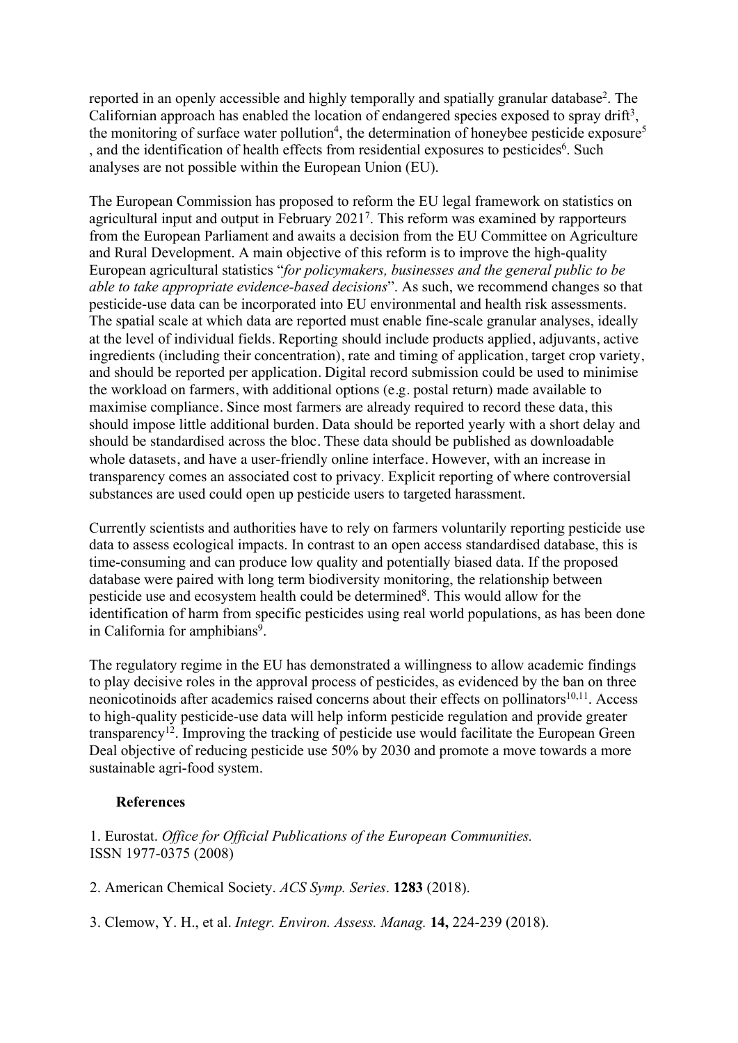reported in an openly accessible and highly temporally and spatially granular database[2]. The Californian approach has enabled the location of endangered species exposed to spray drift[3], the monitoring of surface water pollution[4], the determination of honeybee pesticide exposure[5], and the identification of health effects from residential exposures to pesticides[6]. Such analyses are not possible within the European Union (EU).

The European Commission has proposed to reform the EU legal framework on statistics on agricultural input and output in February 2021[7]. This reform was examined by rapporteurs from the European Parliament and awaits a decision from the EU Committee on Agriculture and Rural Development. A main objective of this reform is to improve the high-quality European agricultural statistics "*for policymakers, businesses and the general public to be able to take appropriate evidence-based decisions*". As such, we recommend changes so that pesticide-use data can be incorporated into EU environmental and health risk assessments. The spatial scale at which data are reported must enable fine-scale granular analyses, ideally at the level of individual fields. Reporting should include products applied, adjuvants, active ingredients (including their concentration), rate and timing of application, target crop variety, and should be reported per application. Digital record submission could be used to minimise the workload on farmers, with additional options (e.g. postal return) made available to maximise compliance. Since most farmers are already required to record these data, this should impose little additional burden. Data should be reported yearly with a short delay and should be standardised across the bloc. These data should be published as downloadable whole datasets, and have a user-friendly online interface. However, with an increase in transparency comes an associated cost to privacy. Explicit reporting of where controversial substances are used could open up pesticide users to targeted harassment.

Currently scientists and authorities have to rely on farmers voluntarily reporting pesticide use data to assess ecological impacts. In contrast to an open access standardised database, this is time-consuming and can produce low quality and potentially biased data. If the proposed database were paired with long term biodiversity monitoring, the relationship between pesticide use and ecosystem health could be determined[8]. This would allow for the identification of harm from specific pesticides using real world populations, as has been done in California for amphibians[9].

The regulatory regime in the EU has demonstrated a willingness to allow academic findings to play decisive roles in the approval process of pesticides, as evidenced by the ban on three neonicotinoids after academics raised concerns about their effects on pollinators[10,11]. Access to high-quality pesticide-use data will help inform pesticide regulation and provide greater transparency[12]. Improving the tracking of pesticide use would facilitate the European Green Deal objective of reducing pesticide use 50% by 2030 and promote a move towards a more sustainable agri-food system.

**References**

1. Eurostat. *Office for Official Publications of the European Communities.* ISSN 1977-0375 (2008)

2. American Chemical Society. *ACS Symp. Series*. **1283** (2018).

3. Clemow, Y. H., et al. *Integr. Environ. Assess. Manag.* **14,** 224-239 (2018).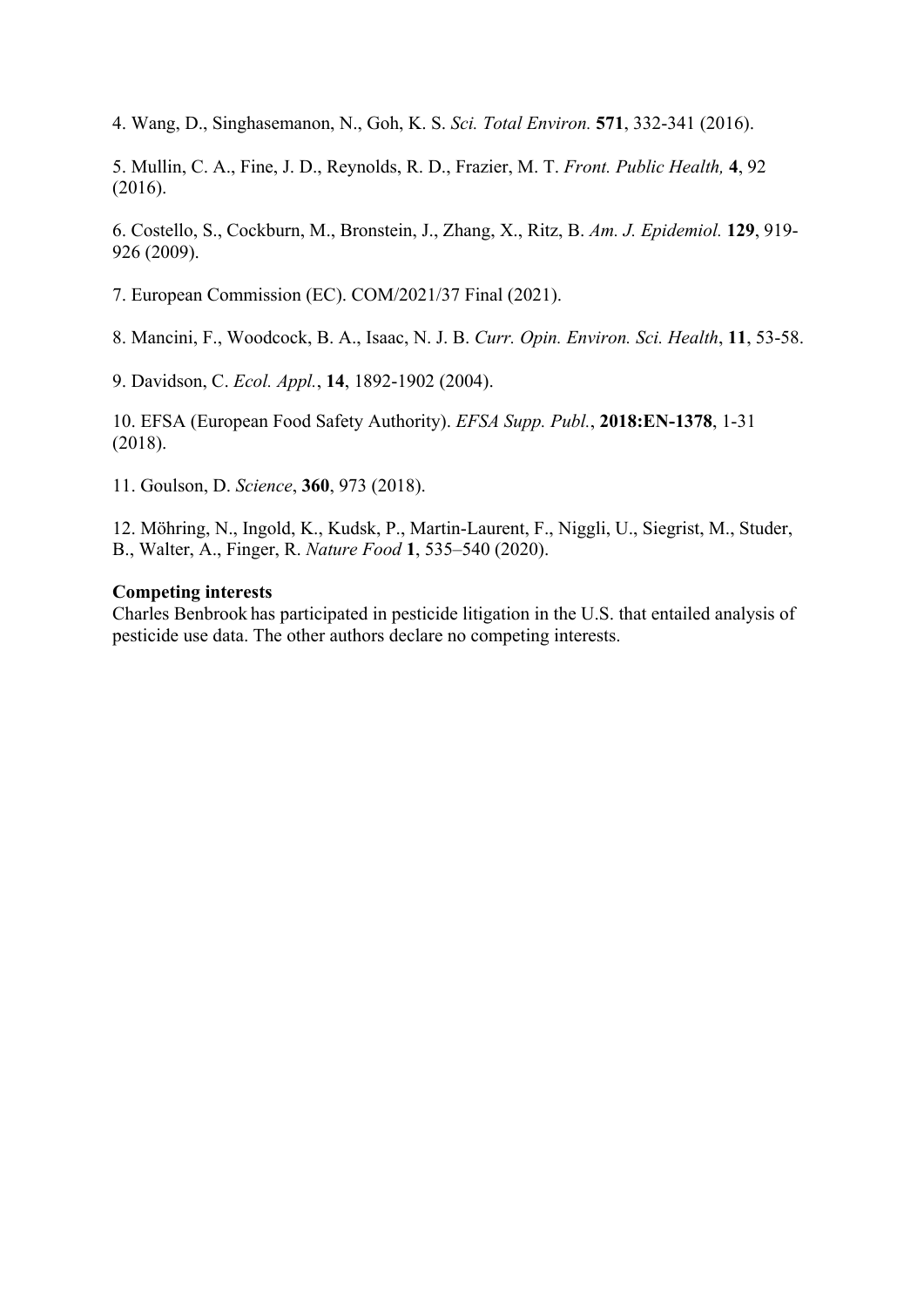4. Wang, D., Singhasemanon, N., Goh, K. S. *Sci. Total Environ.* **571**, 332-341 (2016).

5. Mullin, C. A., Fine, J. D., Reynolds, R. D., Frazier, M. T. *Front. Public Health,* **4**, 92 (2016).

6. Costello, S., Cockburn, M., Bronstein, J., Zhang, X., Ritz, B. *Am. J. Epidemiol.* **129**, 919-926 (2009).

7. European Commission (EC). COM/2021/37 Final (2021).

8. Mancini, F., Woodcock, B. A., Isaac, N. J. B. *Curr. Opin. Environ. Sci. Health*, **11**, 53-58.

9. Davidson, C. *Ecol. Appl.*, **14**, 1892-1902 (2004).

10. EFSA (European Food Safety Authority). *EFSA Supp. Publ.*, **2018:EN-1378**, 1-31 (2018).

11. Goulson, D. *Science*, **360**, 973 (2018).

12. Möhring, N., Ingold, K., Kudsk, P., Martin-Laurent, F., Niggli, U., Siegrist, M., Studer, B., Walter, A., Finger, R. *Nature Food* **1**, 535–540 (2020).

**Competing interests**

Charles Benbrook has participated in pesticide litigation in the U.S. that entailed analysis of pesticide use data. The other authors declare no competing interests.